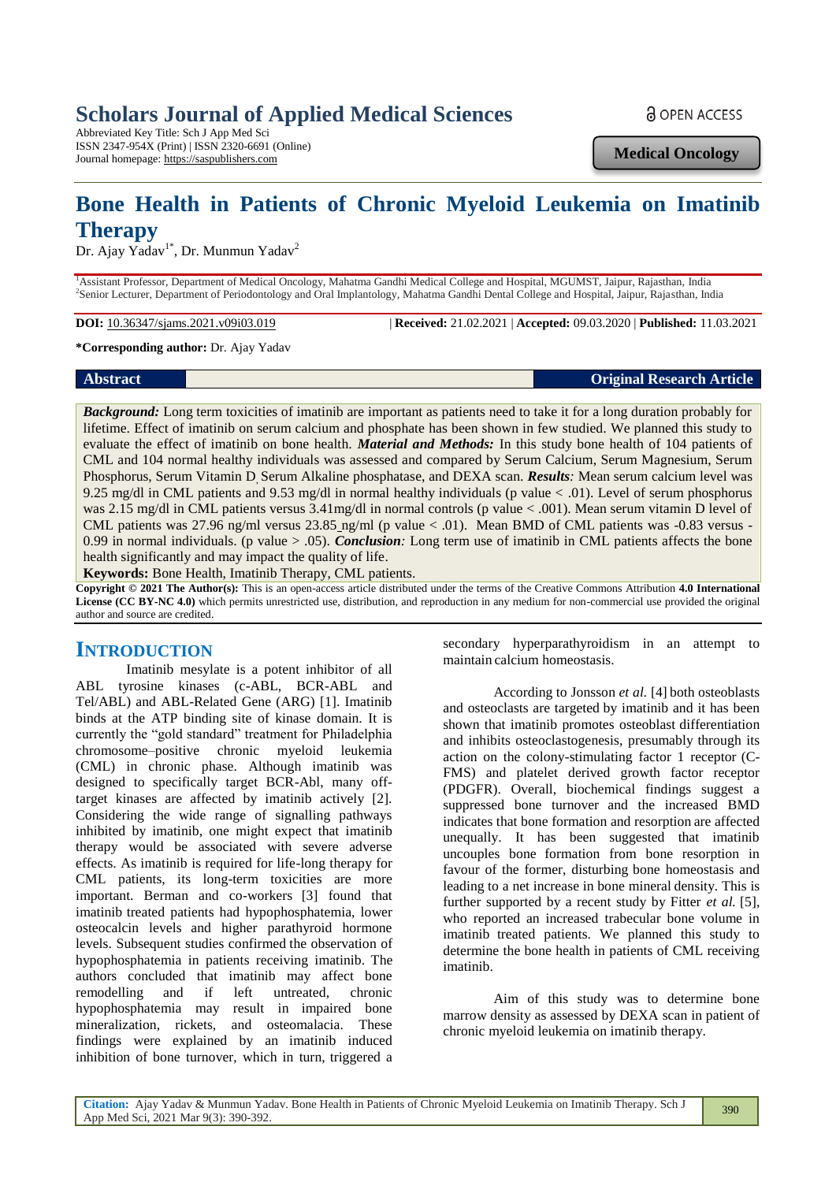# Scholars Journal of Applied Medical Sciences

Abbreviated Key Title: Sch J App Med Sci
ISSN 2347-954X (Print) | ISSN 2320-6691 (Online)
Journal homepage: https://saspublishers.com

OPEN ACCESS

**Medical Oncology**

# Bone Health in Patients of Chronic Myeloid Leukemia on Imatinib Therapy

Dr. Ajay Yadav[1*], Dr. Munmun Yadav[2]

[1]Assistant Professor, Department of Medical Oncology, Mahatma Gandhi Medical College and Hospital, MGUMST, Jaipur, Rajasthan, India
[2]Senior Lecturer, Department of Periodontology and Oral Implantology, Mahatma Gandhi Dental College and Hospital, Jaipur, Rajasthan, India

**DOI:** 10.36347/sjams.2021.v09i03.019 | **Received:** 21.02.2021 | **Accepted:** 09.03.2020 | **Published:** 11.03.2021

**\*Corresponding author:** Dr. Ajay Yadav

**Abstract** **Original Research Article**

***Background:*** Long term toxicities of imatinib are important as patients need to take it for a long duration probably for lifetime. Effect of imatinib on serum calcium and phosphate has been shown in few studied. We planned this study to evaluate the effect of imatinib on bone health. ***Material and Methods:*** In this study bone health of 104 patients of CML and 104 normal healthy individuals was assessed and compared by Serum Calcium, Serum Magnesium, Serum Phosphorus, Serum Vitamin D, Serum Alkaline phosphatase, and DEXA scan. ***Results:*** Mean serum calcium level was 9.25 mg/dl in CML patients and 9.53 mg/dl in normal healthy individuals (p value < .01). Level of serum phosphorus was 2.15 mg/dl in CML patients versus 3.41mg/dl in normal controls (p value < .001). Mean serum vitamin D level of CML patients was 27.96 ng/ml versus 23.85 ng/ml (p value < .01). Mean BMD of CML patients was -0.83 versus -0.99 in normal individuals. (p value > .05). ***Conclusion:*** Long term use of imatinib in CML patients affects the bone health significantly and may impact the quality of life.

**Keywords:** Bone Health, Imatinib Therapy, CML patients.

**Copyright © 2021 The Author(s):** This is an open-access article distributed under the terms of the Creative Commons Attribution **4.0 International License (CC BY-NC 4.0)** which permits unrestricted use, distribution, and reproduction in any medium for non-commercial use provided the original author and source are credited.

## INTRODUCTION

Imatinib mesylate is a potent inhibitor of all ABL tyrosine kinases (c-ABL, BCR-ABL and Tel/ABL) and ABL-Related Gene (ARG) [1]. Imatinib binds at the ATP binding site of kinase domain. It is currently the "gold standard" treatment for Philadelphia chromosome–positive chronic myeloid leukemia (CML) in chronic phase. Although imatinib was designed to specifically target BCR-Abl, many off-target kinases are affected by imatinib actively [2]. Considering the wide range of signalling pathways inhibited by imatinib, one might expect that imatinib therapy would be associated with severe adverse effects. As imatinib is required for life-long therapy for CML patients, its long-term toxicities are more important. Berman and co-workers [3] found that imatinib treated patients had hypophosphatemia, lower osteocalcin levels and higher parathyroid hormone levels. Subsequent studies confirmed the observation of hypophosphatemia in patients receiving imatinib. The authors concluded that imatinib may affect bone remodelling and if left untreated, chronic hypophosphatemia may result in impaired bone mineralization, rickets, and osteomalacia. These findings were explained by an imatinib induced inhibition of bone turnover, which in turn, triggered a secondary hyperparathyroidism in an attempt to maintain calcium homeostasis.

According to Jonsson *et al.* [4] both osteoblasts and osteoclasts are targeted by imatinib and it has been shown that imatinib promotes osteoblast differentiation and inhibits osteoclastogenesis, presumably through its action on the colony-stimulating factor 1 receptor (C-FMS) and platelet derived growth factor receptor (PDGFR). Overall, biochemical findings suggest a suppressed bone turnover and the increased BMD indicates that bone formation and resorption are affected unequally. It has been suggested that imatinib uncouples bone formation from bone resorption in favour of the former, disturbing bone homeostasis and leading to a net increase in bone mineral density. This is further supported by a recent study by Fitter *et al.* [5], who reported an increased trabecular bone volume in imatinib treated patients. We planned this study to determine the bone health in patients of CML receiving imatinib.

Aim of this study was to determine bone marrow density as assessed by DEXA scan in patient of chronic myeloid leukemia on imatinib therapy.

**Citation:** Ajay Yadav & Munmun Yadav. Bone Health in Patients of Chronic Myeloid Leukemia on Imatinib Therapy. Sch J App Med Sci, 2021 Mar 9(3): 390-392.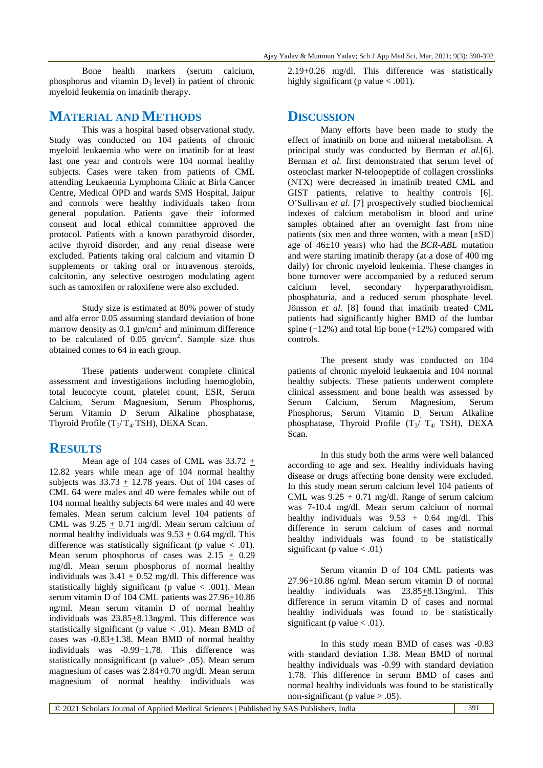Bone health markers (serum calcium, phosphorus and vitamin $D_3$ level) in patient of chronic myeloid leukemia on imatinib therapy.

## MATERIAL AND METHODS

This was a hospital based observational study. Study was conducted on 104 patients of chronic myeloid leukaemia who were on imatinib for at least last one year and controls were 104 normal healthy subjects. Cases were taken from patients of CML attending Leukaemia Lymphoma Clinic at Birla Cancer Centre, Medical OPD and wards SMS Hospital, Jaipur and controls were healthy individuals taken from general population. Patients gave their informed consent and local ethical committee approved the protocol. Patients with a known parathyroid disorder, active thyroid disorder, and any renal disease were excluded. Patients taking oral calcium and vitamin D supplements or taking oral or intravenous steroids, calcitonin, any selective oestrogen modulating agent such as tamoxifen or raloxifene were also excluded.

Study size is estimated at 80% power of study and alfa error 0.05 assuming standard deviation of bone marrow density as 0.1 $gm/cm^2$ and minimum difference to be calculated of 0.05 $gm/cm^2$. Sample size thus obtained comes to 64 in each group.

These patients underwent complete clinical assessment and investigations including haemoglobin, total leucocyte count, platelet count, ESR, Serum Calcium, Serum Magnesium, Serum Phosphorus, Serum Vitamin D, Serum Alkaline phosphatase, Thyroid Profile ($T_3$/$T_4$/TSH), DEXA Scan.

## RESULTS

Mean age of 104 cases of CML was 33.72 $\pm$ 12.82 years while mean age of 104 normal healthy subjects was 33.73 $\pm$ 12.78 years. Out of 104 cases of CML 64 were males and 40 were females while out of 104 normal healthy subjects 64 were males and 40 were females. Mean serum calcium level 104 patients of CML was 9.25 $\pm$ 0.71 mg/dl. Mean serum calcium of normal healthy individuals was 9.53 $\pm$ 0.64 mg/dl. This difference was statistically significant (p value < .01). Mean serum phosphorus of cases was 2.15 $\pm$ 0.29 mg/dl. Mean serum phosphorus of normal healthy individuals was 3.41 $\pm$ 0.52 mg/dl. This difference was statistically highly significant (p value < .001). Mean serum vitamin D of 104 CML patients was 27.96$\pm$10.86 ng/ml. Mean serum vitamin D of normal healthy individuals was 23.85$\pm$8.13ng/ml. This difference was statistically significant (p value < .01). Mean BMD of cases was -0.83$\pm$1.38. Mean BMD of normal healthy individuals was -0.99$\pm$1.78. This difference was statistically nonsignificant (p value> .05). Mean serum magnesium of cases was 2.84$\pm$0.70 mg/dl. Mean serum magnesium of normal healthy individuals was 2.19$\pm$0.26 mg/dl. This difference was statistically highly significant (p value < .001).

## DISCUSSION

Many efforts have been made to study the effect of imatinib on bone and mineral metabolism. A principal study was conducted by Berman *et al.*[6]. Berman *et al.* first demonstrated that serum level of osteoclast marker N-teloopeptide of collagen crosslinks (NTX) were decreased in imatinib treated CML and GIST patients, relative to healthy controls [6]. O'Sullivan *et al.* [7] prospectively studied biochemical indexes of calcium metabolism in blood and urine samples obtained after an overnight fast from nine patients (six men and three women, with a mean [±SD] age of 46±10 years) who had the *BCR-ABL* mutation and were starting imatinib therapy (at a dose of 400 mg daily) for chronic myeloid leukemia. These changes in bone turnover were accompanied by a reduced serum calcium level, secondary hyperparathyroidism, phosphaturia, and a reduced serum phosphate level. Jönsson *et al.* [8] found that imatinib treated CML patients had significantly higher BMD of the lumbar spine (+12%) and total hip bone (+12%) compared with controls.

The present study was conducted on 104 patients of chronic myeloid leukaemia and 104 normal healthy subjects. These patients underwent complete clinical assessment and bone health was assessed by Serum Calcium, Serum Magnesium, Serum Phosphorus, Serum Vitamin D, Serum Alkaline phosphatase, Thyroid Profile ($T_3$/ $T_4$/ TSH), DEXA Scan.

In this study both the arms were well balanced according to age and sex. Healthy individuals having disease or drugs affecting bone density were excluded. In this study mean serum calcium level 104 patients of CML was 9.25 $\pm$ 0.71 mg/dl. Range of serum calcium was 7-10.4 mg/dl. Mean serum calcium of normal healthy individuals was 9.53 $\pm$ 0.64 mg/dl. This difference in serum calcium of cases and normal healthy individuals was found to be statistically significant (p value < .01)

Serum vitamin D of 104 CML patients was 27.96$\pm$10.86 ng/ml. Mean serum vitamin D of normal healthy individuals was 23.85$\pm$8.13ng/ml. This difference in serum vitamin D of cases and normal healthy individuals was found to be statistically significant (p value < .01).

In this study mean BMD of cases was -0.83 with standard deviation 1.38. Mean BMD of normal healthy individuals was -0.99 with standard deviation 1.78. This difference in serum BMD of cases and normal healthy individuals was found to be statistically non-significant (p value > .05).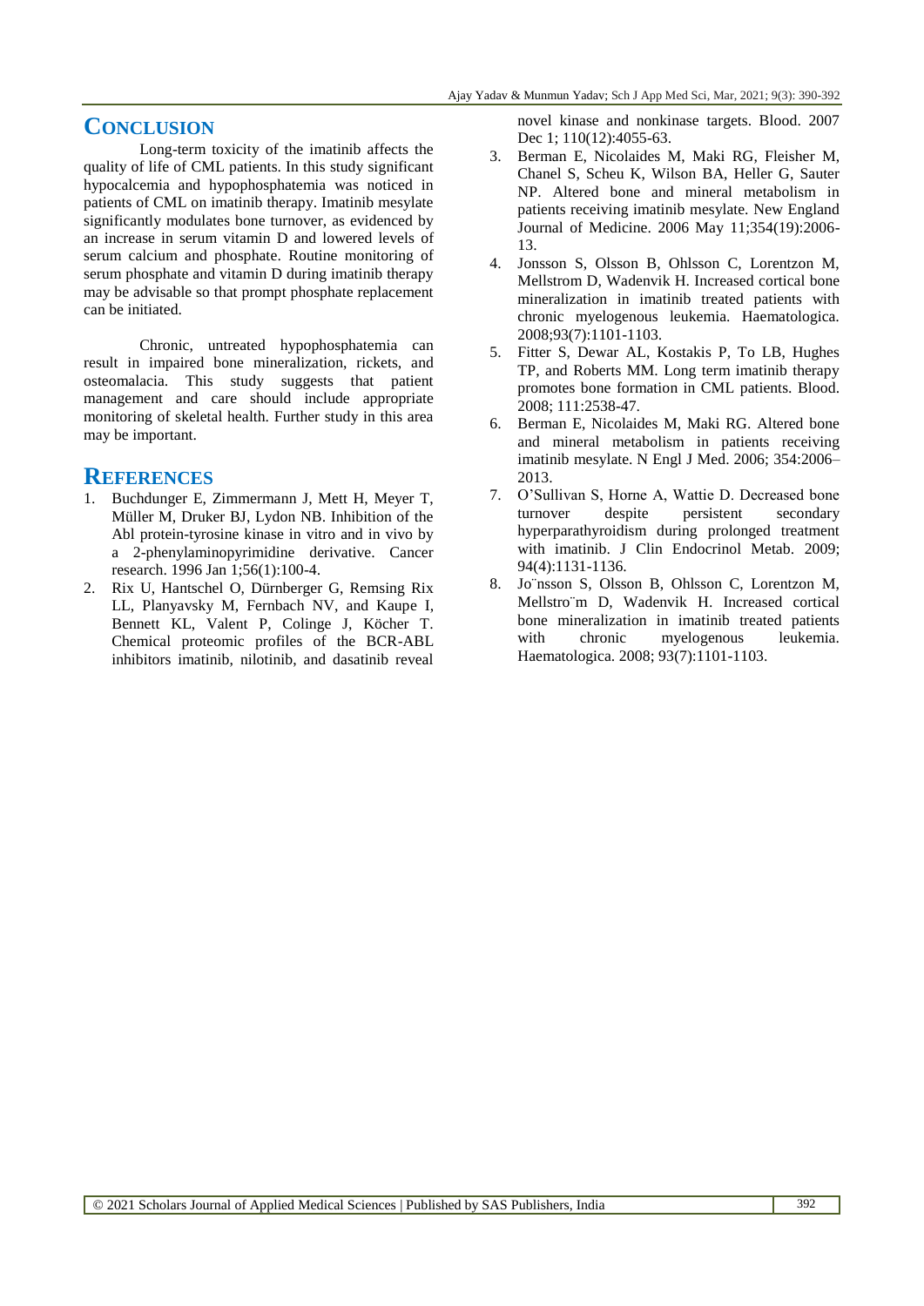## CONCLUSION

Long-term toxicity of the imatinib affects the quality of life of CML patients. In this study significant hypocalcemia and hypophosphatemia was noticed in patients of CML on imatinib therapy. Imatinib mesylate significantly modulates bone turnover, as evidenced by an increase in serum vitamin D and lowered levels of serum calcium and phosphate. Routine monitoring of serum phosphate and vitamin D during imatinib therapy may be advisable so that prompt phosphate replacement can be initiated.

Chronic, untreated hypophosphatemia can result in impaired bone mineralization, rickets, and osteomalacia. This study suggests that patient management and care should include appropriate monitoring of skeletal health. Further study in this area may be important.

## REFERENCES

1. Buchdunger E, Zimmermann J, Mett H, Meyer T, Müller M, Druker BJ, Lydon NB. Inhibition of the Abl protein-tyrosine kinase in vitro and in vivo by a 2-phenylaminopyrimidine derivative. Cancer research. 1996 Jan 1;56(1):100-4.
2. Rix U, Hantschel O, Dürnberger G, Remsing Rix LL, Planyavsky M, Fernbach NV, and Kaupe I, Bennett KL, Valent P, Colinge J, Köcher T. Chemical proteomic profiles of the BCR-ABL inhibitors imatinib, nilotinib, and dasatinib reveal novel kinase and nonkinase targets. Blood. 2007 Dec 1; 110(12):4055-63.
3. Berman E, Nicolaides M, Maki RG, Fleisher M, Chanel S, Scheu K, Wilson BA, Heller G, Sauter NP. Altered bone and mineral metabolism in patients receiving imatinib mesylate. New England Journal of Medicine. 2006 May 11;354(19):2006-13.
4. Jonsson S, Olsson B, Ohlsson C, Lorentzon M, Mellstrom D, Wadenvik H. Increased cortical bone mineralization in imatinib treated patients with chronic myelogenous leukemia. Haematologica. 2008;93(7):1101-1103.
5. Fitter S, Dewar AL, Kostakis P, To LB, Hughes TP, and Roberts MM. Long term imatinib therapy promotes bone formation in CML patients. Blood. 2008; 111:2538-47.
6. Berman E, Nicolaides M, Maki RG. Altered bone and mineral metabolism in patients receiving imatinib mesylate. N Engl J Med. 2006; 354:2006–2013.
7. O'Sullivan S, Horne A, Wattie D. Decreased bone turnover despite persistent secondary hyperparathyroidism during prolonged treatment with imatinib. J Clin Endocrinol Metab. 2009; 94(4):1131-1136.
8. Jo¨nsson S, Olsson B, Ohlsson C, Lorentzon M, Mellstro¨m D, Wadenvik H. Increased cortical bone mineralization in imatinib treated patients with chronic myelogenous leukemia. Haematologica. 2008; 93(7):1101-1103.